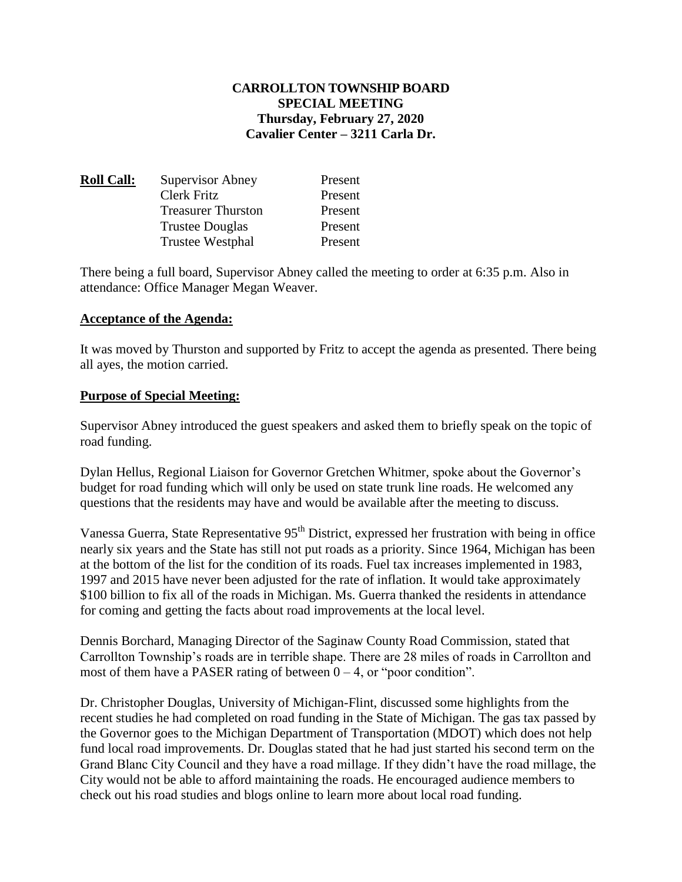# CARROLLTON TOWNSHIP BOARD
## SPECIAL MEETING
### Thursday, February 27, 2020
### Cavalier Center – 3211 Carla Dr.

| **Roll Call:** | | |
|---|---|---|
| | Supervisor Abney | Present |
| | Clerk Fritz | Present |
| | Treasurer Thurston | Present |
| | Trustee Douglas | Present |
| | Trustee Westphal | Present |

There being a full board, Supervisor Abney called the meeting to order at 6:35 p.m. Also in attendance: Office Manager Megan Weaver.

**Acceptance of the Agenda:**

It was moved by Thurston and supported by Fritz to accept the agenda as presented. There being all ayes, the motion carried.

**Purpose of Special Meeting:**

Supervisor Abney introduced the guest speakers and asked them to briefly speak on the topic of road funding.

Dylan Hellus, Regional Liaison for Governor Gretchen Whitmer, spoke about the Governor's budget for road funding which will only be used on state trunk line roads. He welcomed any questions that the residents may have and would be available after the meeting to discuss.

Vanessa Guerra, State Representative 95th District, expressed her frustration with being in office nearly six years and the State has still not put roads as a priority. Since 1964, Michigan has been at the bottom of the list for the condition of its roads. Fuel tax increases implemented in 1983, 1997 and 2015 have never been adjusted for the rate of inflation. It would take approximately \$100 billion to fix all of the roads in Michigan. Ms. Guerra thanked the residents in attendance for coming and getting the facts about road improvements at the local level.

Dennis Borchard, Managing Director of the Saginaw County Road Commission, stated that Carrollton Township's roads are in terrible shape. There are 28 miles of roads in Carrollton and most of them have a PASER rating of between 0 – 4, or "poor condition".

Dr. Christopher Douglas, University of Michigan-Flint, discussed some highlights from the recent studies he had completed on road funding in the State of Michigan. The gas tax passed by the Governor goes to the Michigan Department of Transportation (MDOT) which does not help fund local road improvements. Dr. Douglas stated that he had just started his second term on the Grand Blanc City Council and they have a road millage. If they didn't have the road millage, the City would not be able to afford maintaining the roads. He encouraged audience members to check out his road studies and blogs online to learn more about local road funding.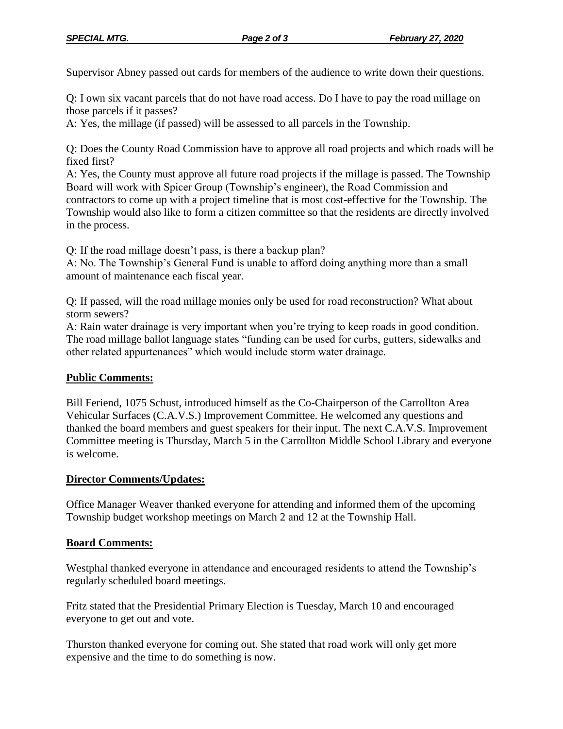Supervisor Abney passed out cards for members of the audience to write down their questions.

Q: I own six vacant parcels that do not have road access. Do I have to pay the road millage on those parcels if it passes?
A: Yes, the millage (if passed) will be assessed to all parcels in the Township.

Q: Does the County Road Commission have to approve all road projects and which roads will be fixed first?
A: Yes, the County must approve all future road projects if the millage is passed. The Township Board will work with Spicer Group (Township's engineer), the Road Commission and contractors to come up with a project timeline that is most cost-effective for the Township. The Township would also like to form a citizen committee so that the residents are directly involved in the process.

Q: If the road millage doesn't pass, is there a backup plan?
A: No. The Township's General Fund is unable to afford doing anything more than a small amount of maintenance each fiscal year.

Q: If passed, will the road millage monies only be used for road reconstruction? What about storm sewers?
A: Rain water drainage is very important when you're trying to keep roads in good condition. The road millage ballot language states "funding can be used for curbs, gutters, sidewalks and other related appurtenances" which would include storm water drainage.

## Public Comments:

Bill Feriend, 1075 Schust, introduced himself as the Co-Chairperson of the Carrollton Area Vehicular Surfaces (C.A.V.S.) Improvement Committee. He welcomed any questions and thanked the board members and guest speakers for their input. The next C.A.V.S. Improvement Committee meeting is Thursday, March 5 in the Carrollton Middle School Library and everyone is welcome.

## Director Comments/Updates:

Office Manager Weaver thanked everyone for attending and informed them of the upcoming Township budget workshop meetings on March 2 and 12 at the Township Hall.

## Board Comments:

Westphal thanked everyone in attendance and encouraged residents to attend the Township's regularly scheduled board meetings.

Fritz stated that the Presidential Primary Election is Tuesday, March 10 and encouraged everyone to get out and vote.

Thurston thanked everyone for coming out. She stated that road work will only get more expensive and the time to do something is now.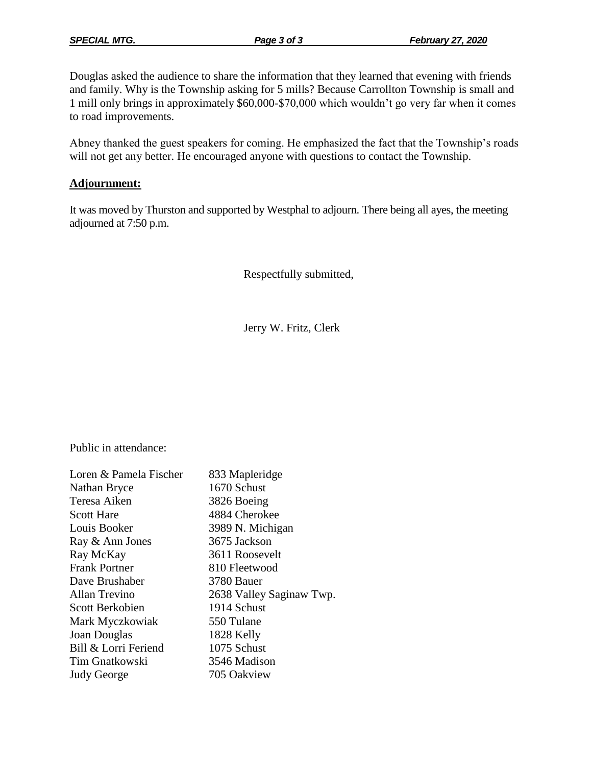Douglas asked the audience to share the information that they learned that evening with friends and family. Why is the Township asking for 5 mills? Because Carrollton Township is small and 1 mill only brings in approximately $60,000-$70,000 which wouldn't go very far when it comes to road improvements.

Abney thanked the guest speakers for coming. He emphasized the fact that the Township's roads will not get any better. He encouraged anyone with questions to contact the Township.

**Adjournment:**

It was moved by Thurston and supported by Westphal to adjourn. There being all ayes, the meeting adjourned at 7:50 p.m.

Respectfully submitted,

Jerry W. Fritz, Clerk

Public in attendance:

| | |
|---|---|
| Loren & Pamela Fischer | 833 Mapleridge |
| Nathan Bryce | 1670 Schust |
| Teresa Aiken | 3826 Boeing |
| Scott Hare | 4884 Cherokee |
| Louis Booker | 3989 N. Michigan |
| Ray & Ann Jones | 3675 Jackson |
| Ray McKay | 3611 Roosevelt |
| Frank Portner | 810 Fleetwood |
| Dave Brushaber | 3780 Bauer |
| Allan Trevino | 2638 Valley Saginaw Twp. |
| Scott Berkobien | 1914 Schust |
| Mark Myczkowiak | 550 Tulane |
| Joan Douglas | 1828 Kelly |
| Bill & Lorri Feriend | 1075 Schust |
| Tim Gnatkowski | 3546 Madison |
| Judy George | 705 Oakview |